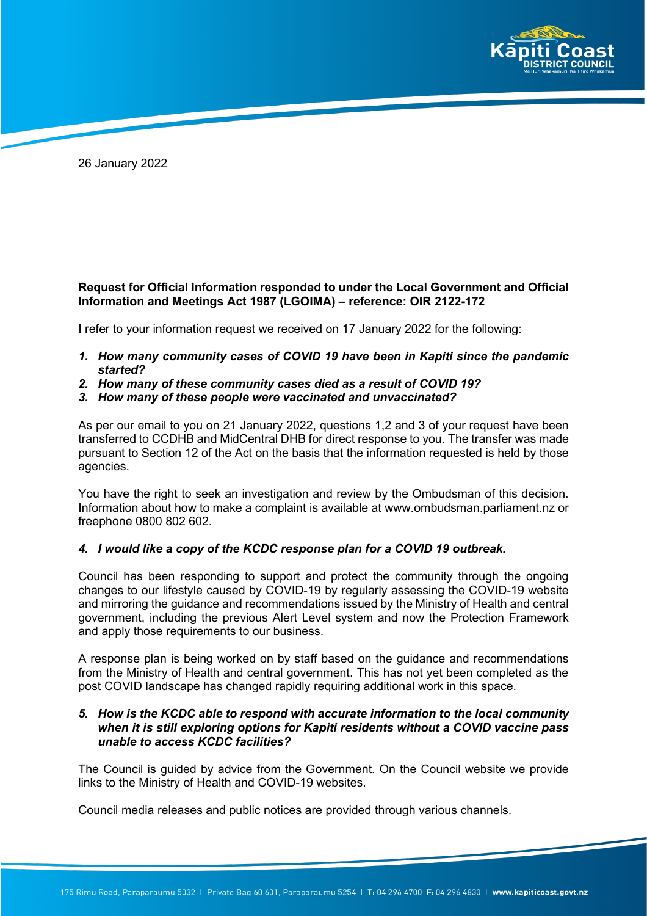26 January 2022

**Request for Official Information responded to under the Local Government and Official Information and Meetings Act 1987 (LGOIMA) – reference: OIR 2122-172**

I refer to your information request we received on 17 January 2022 for the following:

1. ***How many community cases of COVID 19 have been in Kapiti since the pandemic started?***
2. ***How many of these community cases died as a result of COVID 19?***
3. ***How many of these people were vaccinated and unvaccinated?***

As per our email to you on 21 January 2022, questions 1,2 and 3 of your request have been transferred to CCDHB and MidCentral DHB for direct response to you. The transfer was made pursuant to Section 12 of the Act on the basis that the information requested is held by those agencies.

You have the right to seek an investigation and review by the Ombudsman of this decision. Information about how to make a complaint is available at www.ombudsman.parliament.nz or freephone 0800 802 602.

4. ***I would like a copy of the KCDC response plan for a COVID 19 outbreak.***

Council has been responding to support and protect the community through the ongoing changes to our lifestyle caused by COVID-19 by regularly assessing the COVID-19 website and mirroring the guidance and recommendations issued by the Ministry of Health and central government, including the previous Alert Level system and now the Protection Framework and apply those requirements to our business.

A response plan is being worked on by staff based on the guidance and recommendations from the Ministry of Health and central government. This has not yet been completed as the post COVID landscape has changed rapidly requiring additional work in this space.

5. ***How is the KCDC able to respond with accurate information to the local community when it is still exploring options for Kapiti residents without a COVID vaccine pass unable to access KCDC facilities?***

The Council is guided by advice from the Government. On the Council website we provide links to the Ministry of Health and COVID-19 websites.

Council media releases and public notices are provided through various channels.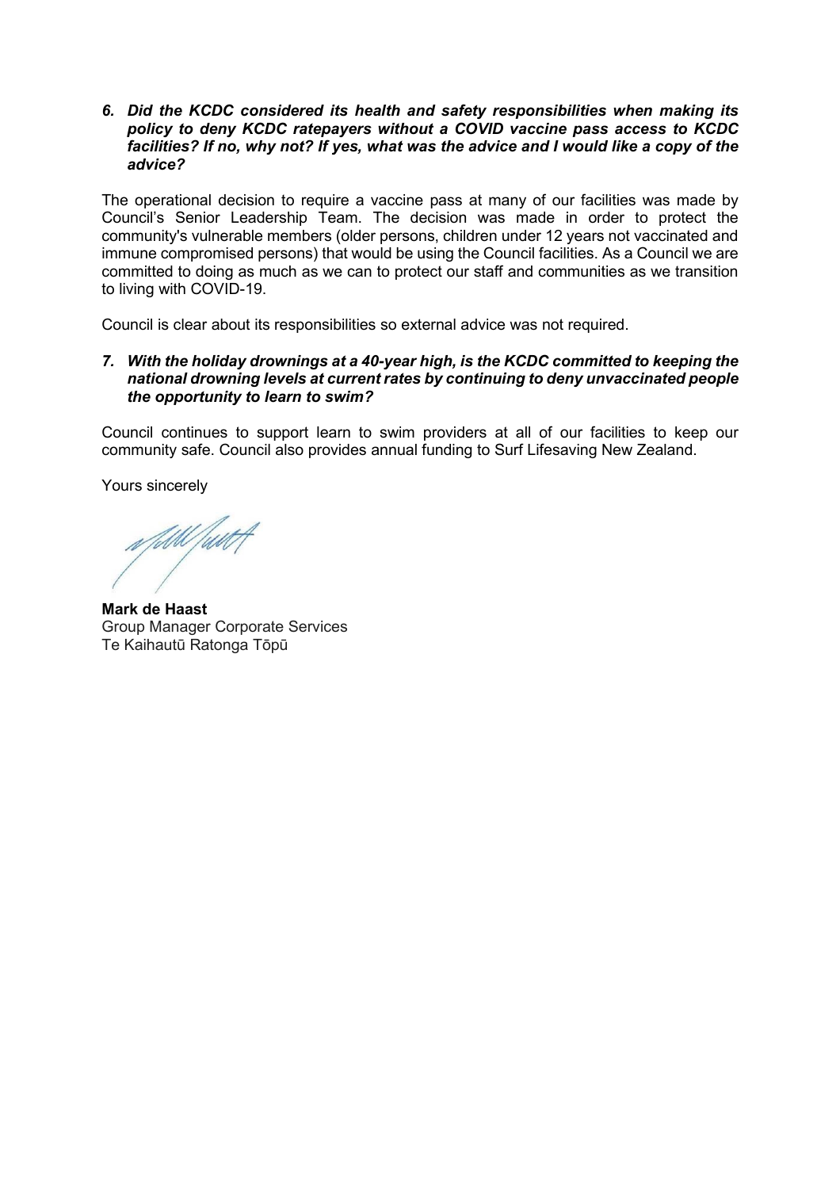*6. Did the KCDC considered its health and safety responsibilities when making its policy to deny KCDC ratepayers without a COVID vaccine pass access to KCDC facilities? If no, why not? If yes, what was the advice and I would like a copy of the advice?*

The operational decision to require a vaccine pass at many of our facilities was made by Council's Senior Leadership Team. The decision was made in order to protect the community's vulnerable members (older persons, children under 12 years not vaccinated and immune compromised persons) that would be using the Council facilities. As a Council we are committed to doing as much as we can to protect our staff and communities as we transition to living with COVID-19.

Council is clear about its responsibilities so external advice was not required.

*7. With the holiday drownings at a 40-year high, is the KCDC committed to keeping the national drowning levels at current rates by continuing to deny unvaccinated people the opportunity to learn to swim?*

Council continues to support learn to swim providers at all of our facilities to keep our community safe. Council also provides annual funding to Surf Lifesaving New Zealand.

Yours sincerely

**Mark de Haast**
Group Manager Corporate Services
Te Kaihautū Ratonga Tōpū